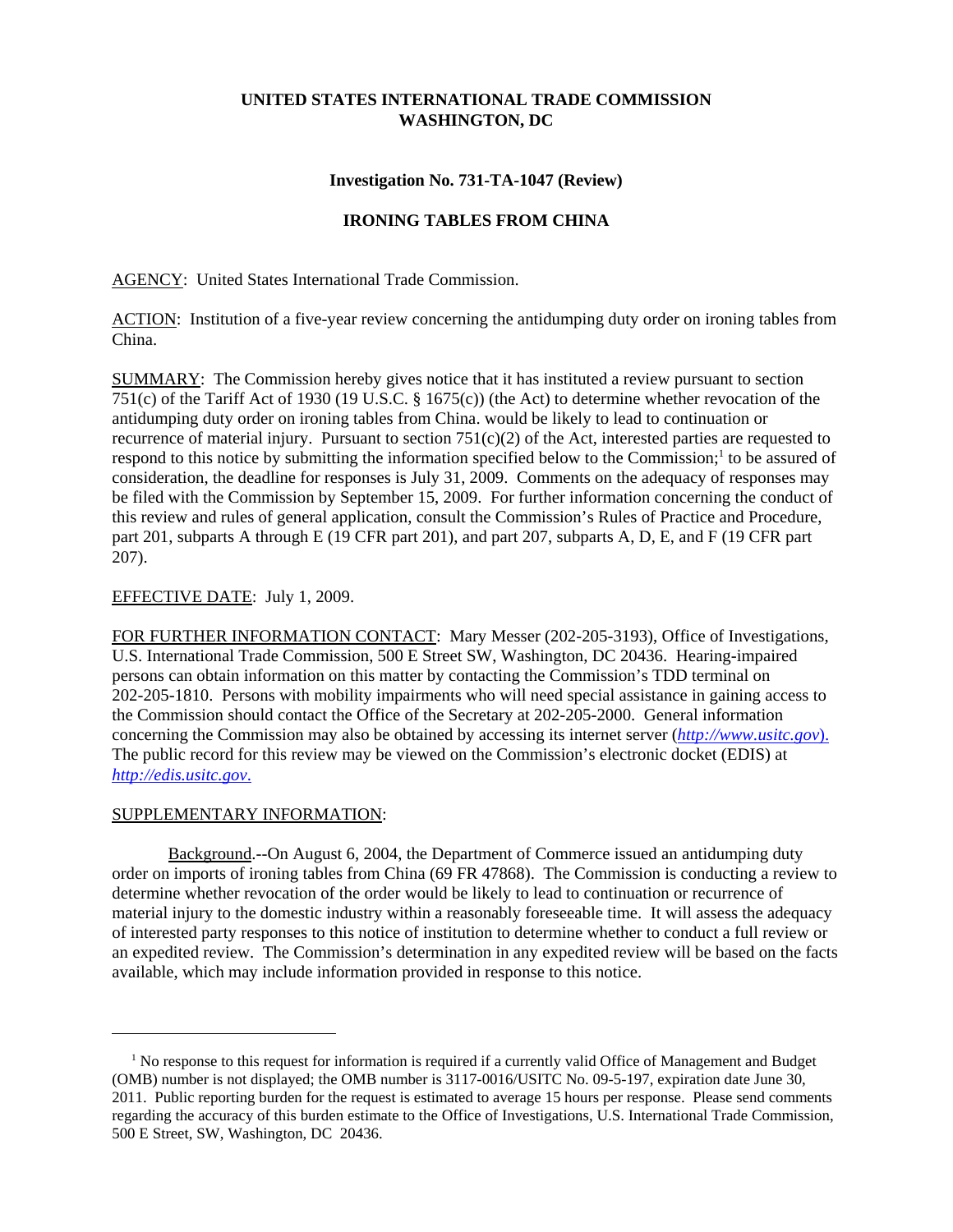**UNITED STATES INTERNATIONAL TRADE COMMISSION**
**WASHINGTON, DC**

**Investigation No. 731-TA-1047 (Review)**

**IRONING TABLES FROM CHINA**

AGENCY: United States International Trade Commission.

ACTION: Institution of a five-year review concerning the antidumping duty order on ironing tables from China.

SUMMARY: The Commission hereby gives notice that it has instituted a review pursuant to section 751(c) of the Tariff Act of 1930 (19 U.S.C. § 1675(c)) (the Act) to determine whether revocation of the antidumping duty order on ironing tables from China. would be likely to lead to continuation or recurrence of material injury. Pursuant to section 751(c)(2) of the Act, interested parties are requested to respond to this notice by submitting the information specified below to the Commission;[1] to be assured of consideration, the deadline for responses is July 31, 2009. Comments on the adequacy of responses may be filed with the Commission by September 15, 2009. For further information concerning the conduct of this review and rules of general application, consult the Commission's Rules of Practice and Procedure, part 201, subparts A through E (19 CFR part 201), and part 207, subparts A, D, E, and F (19 CFR part 207).

EFFECTIVE DATE: July 1, 2009.

FOR FURTHER INFORMATION CONTACT: Mary Messer (202-205-3193), Office of Investigations, U.S. International Trade Commission, 500 E Street SW, Washington, DC 20436. Hearing-impaired persons can obtain information on this matter by contacting the Commission's TDD terminal on 202-205-1810. Persons with mobility impairments who will need special assistance in gaining access to the Commission should contact the Office of the Secretary at 202-205-2000. General information concerning the Commission may also be obtained by accessing its internet server (*http://www.usitc.gov*). The public record for this review may be viewed on the Commission's electronic docket (EDIS) at *http://edis.usitc.gov*.

SUPPLEMENTARY INFORMATION:

Background.--On August 6, 2004, the Department of Commerce issued an antidumping duty order on imports of ironing tables from China (69 FR 47868). The Commission is conducting a review to determine whether revocation of the order would be likely to lead to continuation or recurrence of material injury to the domestic industry within a reasonably foreseeable time. It will assess the adequacy of interested party responses to this notice of institution to determine whether to conduct a full review or an expedited review. The Commission's determination in any expedited review will be based on the facts available, which may include information provided in response to this notice.

[1] No response to this request for information is required if a currently valid Office of Management and Budget (OMB) number is not displayed; the OMB number is 3117-0016/USITC No. 09-5-197, expiration date June 30, 2011. Public reporting burden for the request is estimated to average 15 hours per response. Please send comments regarding the accuracy of this burden estimate to the Office of Investigations, U.S. International Trade Commission, 500 E Street, SW, Washington, DC 20436.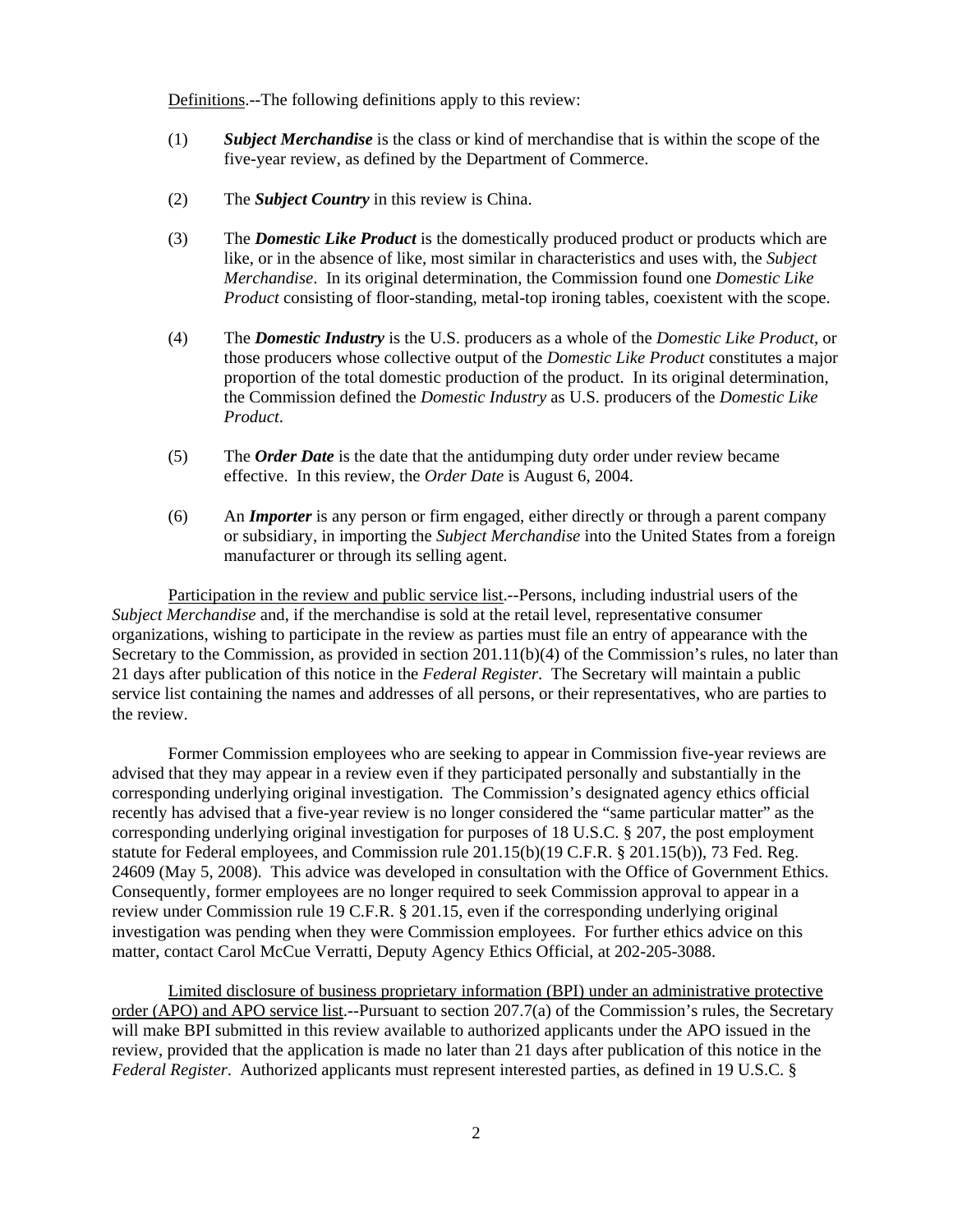Definitions.--The following definitions apply to this review:

(1) ***Subject Merchandise*** is the class or kind of merchandise that is within the scope of the five-year review, as defined by the Department of Commerce.

(2) The ***Subject Country*** in this review is China.

(3) The ***Domestic Like Product*** is the domestically produced product or products which are like, or in the absence of like, most similar in characteristics and uses with, the *Subject Merchandise*. In its original determination, the Commission found one *Domestic Like Product* consisting of floor-standing, metal-top ironing tables, coexistent with the scope.

(4) The ***Domestic Industry*** is the U.S. producers as a whole of the *Domestic Like Product*, or those producers whose collective output of the *Domestic Like Product* constitutes a major proportion of the total domestic production of the product. In its original determination, the Commission defined the *Domestic Industry* as U.S. producers of the *Domestic Like Product*.

(5) The ***Order Date*** is the date that the antidumping duty order under review became effective. In this review, the *Order Date* is August 6, 2004.

(6) An ***Importer*** is any person or firm engaged, either directly or through a parent company or subsidiary, in importing the *Subject Merchandise* into the United States from a foreign manufacturer or through its selling agent.

Participation in the review and public service list.--Persons, including industrial users of the *Subject Merchandise* and, if the merchandise is sold at the retail level, representative consumer organizations, wishing to participate in the review as parties must file an entry of appearance with the Secretary to the Commission, as provided in section 201.11(b)(4) of the Commission's rules, no later than 21 days after publication of this notice in the *Federal Register*. The Secretary will maintain a public service list containing the names and addresses of all persons, or their representatives, who are parties to the review.

Former Commission employees who are seeking to appear in Commission five-year reviews are advised that they may appear in a review even if they participated personally and substantially in the corresponding underlying original investigation. The Commission's designated agency ethics official recently has advised that a five-year review is no longer considered the "same particular matter" as the corresponding underlying original investigation for purposes of 18 U.S.C. § 207, the post employment statute for Federal employees, and Commission rule 201.15(b)(19 C.F.R. § 201.15(b)), 73 Fed. Reg. 24609 (May 5, 2008). This advice was developed in consultation with the Office of Government Ethics. Consequently, former employees are no longer required to seek Commission approval to appear in a review under Commission rule 19 C.F.R. § 201.15, even if the corresponding underlying original investigation was pending when they were Commission employees. For further ethics advice on this matter, contact Carol McCue Verratti, Deputy Agency Ethics Official, at 202-205-3088.

Limited disclosure of business proprietary information (BPI) under an administrative protective order (APO) and APO service list.--Pursuant to section 207.7(a) of the Commission's rules, the Secretary will make BPI submitted in this review available to authorized applicants under the APO issued in the review, provided that the application is made no later than 21 days after publication of this notice in the *Federal Register*. Authorized applicants must represent interested parties, as defined in 19 U.S.C. §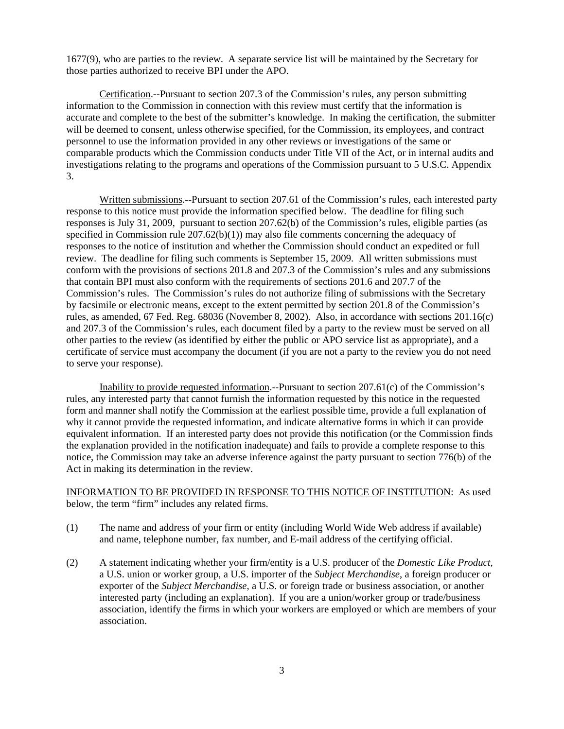1677(9), who are parties to the review. A separate service list will be maintained by the Secretary for those parties authorized to receive BPI under the APO.

Certification.--Pursuant to section 207.3 of the Commission's rules, any person submitting information to the Commission in connection with this review must certify that the information is accurate and complete to the best of the submitter's knowledge. In making the certification, the submitter will be deemed to consent, unless otherwise specified, for the Commission, its employees, and contract personnel to use the information provided in any other reviews or investigations of the same or comparable products which the Commission conducts under Title VII of the Act, or in internal audits and investigations relating to the programs and operations of the Commission pursuant to 5 U.S.C. Appendix 3.

Written submissions.--Pursuant to section 207.61 of the Commission's rules, each interested party response to this notice must provide the information specified below. The deadline for filing such responses is July 31, 2009, pursuant to section 207.62(b) of the Commission's rules, eligible parties (as specified in Commission rule 207.62(b)(1)) may also file comments concerning the adequacy of responses to the notice of institution and whether the Commission should conduct an expedited or full review. The deadline for filing such comments is September 15, 2009. All written submissions must conform with the provisions of sections 201.8 and 207.3 of the Commission's rules and any submissions that contain BPI must also conform with the requirements of sections 201.6 and 207.7 of the Commission's rules. The Commission's rules do not authorize filing of submissions with the Secretary by facsimile or electronic means, except to the extent permitted by section 201.8 of the Commission's rules, as amended, 67 Fed. Reg. 68036 (November 8, 2002). Also, in accordance with sections 201.16(c) and 207.3 of the Commission's rules, each document filed by a party to the review must be served on all other parties to the review (as identified by either the public or APO service list as appropriate), and a certificate of service must accompany the document (if you are not a party to the review you do not need to serve your response).

Inability to provide requested information.--Pursuant to section 207.61(c) of the Commission's rules, any interested party that cannot furnish the information requested by this notice in the requested form and manner shall notify the Commission at the earliest possible time, provide a full explanation of why it cannot provide the requested information, and indicate alternative forms in which it can provide equivalent information. If an interested party does not provide this notification (or the Commission finds the explanation provided in the notification inadequate) and fails to provide a complete response to this notice, the Commission may take an adverse inference against the party pursuant to section 776(b) of the Act in making its determination in the review.

INFORMATION TO BE PROVIDED IN RESPONSE TO THIS NOTICE OF INSTITUTION: As used below, the term "firm" includes any related firms.

(1) The name and address of your firm or entity (including World Wide Web address if available) and name, telephone number, fax number, and E-mail address of the certifying official.

(2) A statement indicating whether your firm/entity is a U.S. producer of the *Domestic Like Product*, a U.S. union or worker group, a U.S. importer of the *Subject Merchandise*, a foreign producer or exporter of the *Subject Merchandise*, a U.S. or foreign trade or business association, or another interested party (including an explanation). If you are a union/worker group or trade/business association, identify the firms in which your workers are employed or which are members of your association.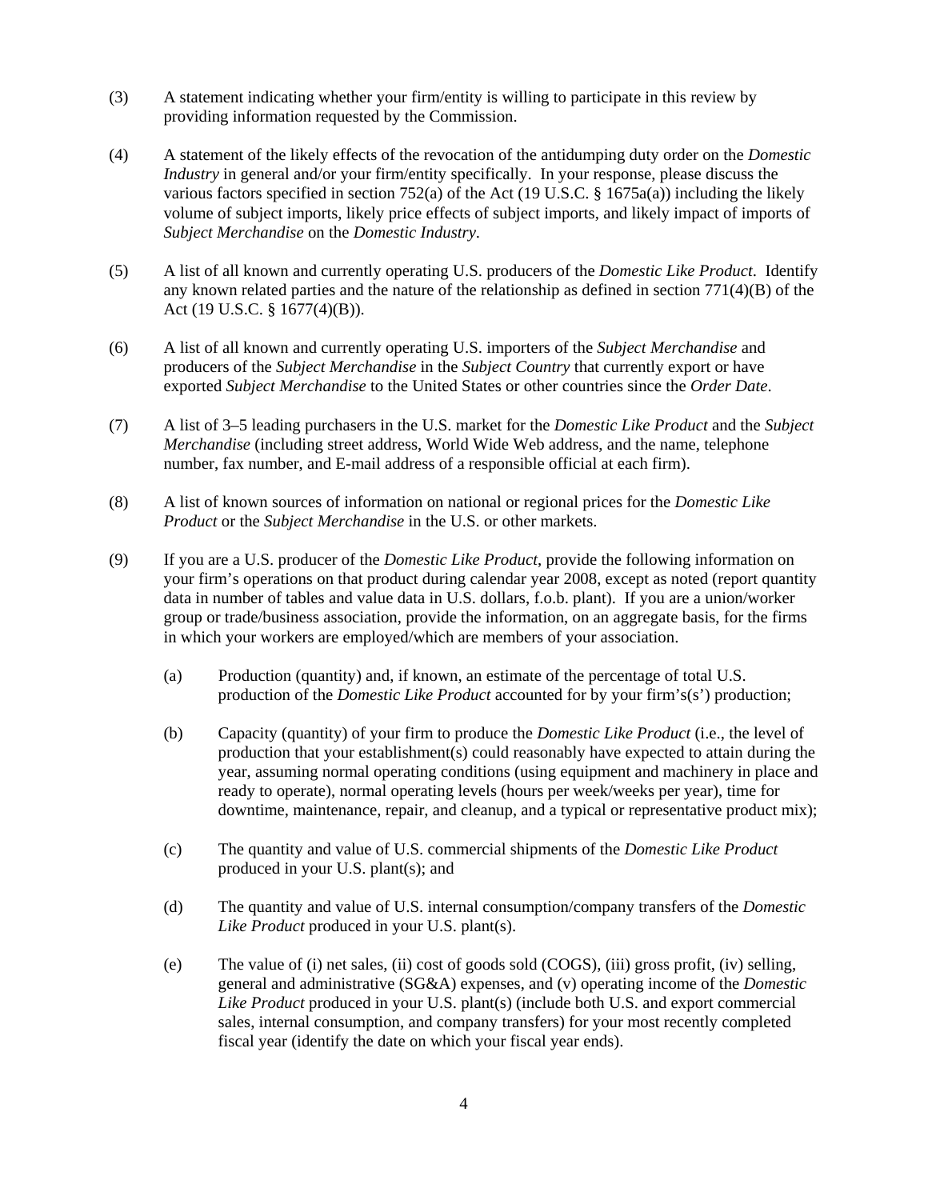(3) A statement indicating whether your firm/entity is willing to participate in this review by providing information requested by the Commission.

(4) A statement of the likely effects of the revocation of the antidumping duty order on the *Domestic Industry* in general and/or your firm/entity specifically. In your response, please discuss the various factors specified in section 752(a) of the Act (19 U.S.C. § 1675a(a)) including the likely volume of subject imports, likely price effects of subject imports, and likely impact of imports of *Subject Merchandise* on the *Domestic Industry*.

(5) A list of all known and currently operating U.S. producers of the *Domestic Like Product*. Identify any known related parties and the nature of the relationship as defined in section 771(4)(B) of the Act (19 U.S.C. § 1677(4)(B)).

(6) A list of all known and currently operating U.S. importers of the *Subject Merchandise* and producers of the *Subject Merchandise* in the *Subject Country* that currently export or have exported *Subject Merchandise* to the United States or other countries since the *Order Date*.

(7) A list of 3–5 leading purchasers in the U.S. market for the *Domestic Like Product* and the *Subject Merchandise* (including street address, World Wide Web address, and the name, telephone number, fax number, and E-mail address of a responsible official at each firm).

(8) A list of known sources of information on national or regional prices for the *Domestic Like Product* or the *Subject Merchandise* in the U.S. or other markets.

(9) If you are a U.S. producer of the *Domestic Like Product*, provide the following information on your firm's operations on that product during calendar year 2008, except as noted (report quantity data in number of tables and value data in U.S. dollars, f.o.b. plant). If you are a union/worker group or trade/business association, provide the information, on an aggregate basis, for the firms in which your workers are employed/which are members of your association.

  (a) Production (quantity) and, if known, an estimate of the percentage of total U.S. production of the *Domestic Like Product* accounted for by your firm's(s') production;

  (b) Capacity (quantity) of your firm to produce the *Domestic Like Product* (i.e., the level of production that your establishment(s) could reasonably have expected to attain during the year, assuming normal operating conditions (using equipment and machinery in place and ready to operate), normal operating levels (hours per week/weeks per year), time for downtime, maintenance, repair, and cleanup, and a typical or representative product mix);

  (c) The quantity and value of U.S. commercial shipments of the *Domestic Like Product* produced in your U.S. plant(s); and

  (d) The quantity and value of U.S. internal consumption/company transfers of the *Domestic Like Product* produced in your U.S. plant(s).

  (e) The value of (i) net sales, (ii) cost of goods sold (COGS), (iii) gross profit, (iv) selling, general and administrative (SG&A) expenses, and (v) operating income of the *Domestic Like Product* produced in your U.S. plant(s) (include both U.S. and export commercial sales, internal consumption, and company transfers) for your most recently completed fiscal year (identify the date on which your fiscal year ends).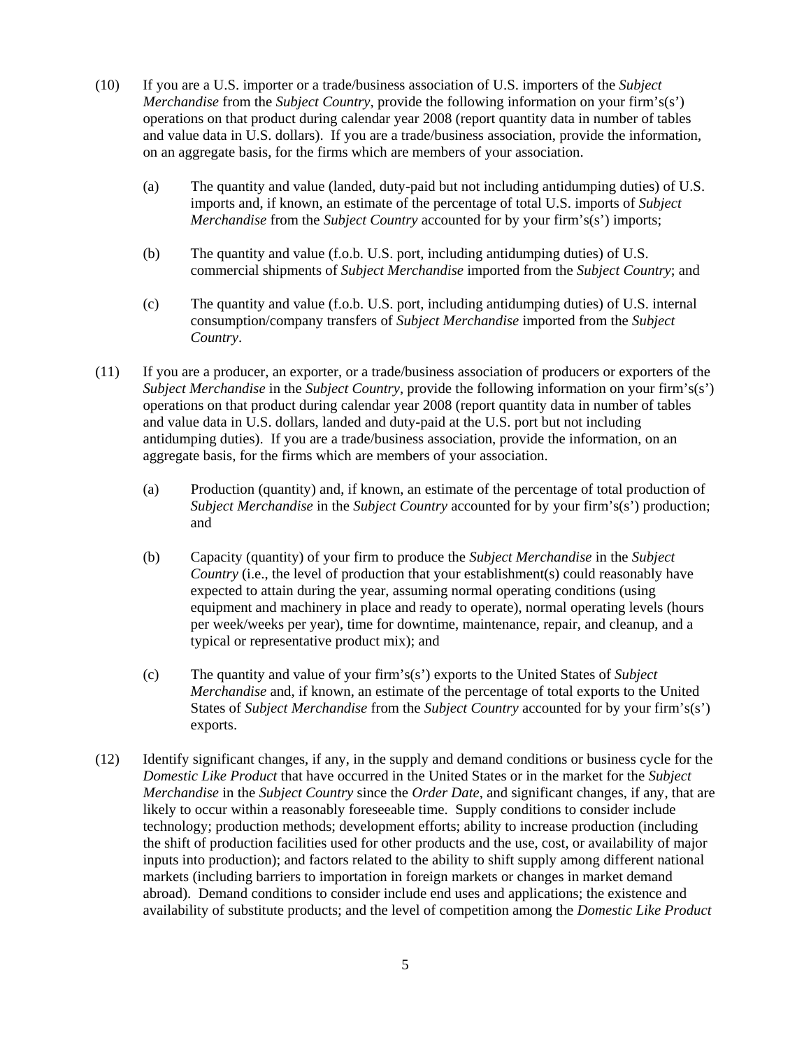(10) If you are a U.S. importer or a trade/business association of U.S. importers of the *Subject Merchandise* from the *Subject Country*, provide the following information on your firm's(s') operations on that product during calendar year 2008 (report quantity data in number of tables and value data in U.S. dollars). If you are a trade/business association, provide the information, on an aggregate basis, for the firms which are members of your association.

   (a) The quantity and value (landed, duty-paid but not including antidumping duties) of U.S. imports and, if known, an estimate of the percentage of total U.S. imports of *Subject Merchandise* from the *Subject Country* accounted for by your firm's(s') imports;

   (b) The quantity and value (f.o.b. U.S. port, including antidumping duties) of U.S. commercial shipments of *Subject Merchandise* imported from the *Subject Country*; and

   (c) The quantity and value (f.o.b. U.S. port, including antidumping duties) of U.S. internal consumption/company transfers of *Subject Merchandise* imported from the *Subject Country*.

(11) If you are a producer, an exporter, or a trade/business association of producers or exporters of the *Subject Merchandise* in the *Subject Country*, provide the following information on your firm's(s') operations on that product during calendar year 2008 (report quantity data in number of tables and value data in U.S. dollars, landed and duty-paid at the U.S. port but not including antidumping duties). If you are a trade/business association, provide the information, on an aggregate basis, for the firms which are members of your association.

   (a) Production (quantity) and, if known, an estimate of the percentage of total production of *Subject Merchandise* in the *Subject Country* accounted for by your firm's(s') production; and

   (b) Capacity (quantity) of your firm to produce the *Subject Merchandise* in the *Subject Country* (i.e., the level of production that your establishment(s) could reasonably have expected to attain during the year, assuming normal operating conditions (using equipment and machinery in place and ready to operate), normal operating levels (hours per week/weeks per year), time for downtime, maintenance, repair, and cleanup, and a typical or representative product mix); and

   (c) The quantity and value of your firm's(s') exports to the United States of *Subject Merchandise* and, if known, an estimate of the percentage of total exports to the United States of *Subject Merchandise* from the *Subject Country* accounted for by your firm's(s') exports.

(12) Identify significant changes, if any, in the supply and demand conditions or business cycle for the *Domestic Like Product* that have occurred in the United States or in the market for the *Subject Merchandise* in the *Subject Country* since the *Order Date*, and significant changes, if any, that are likely to occur within a reasonably foreseeable time. Supply conditions to consider include technology; production methods; development efforts; ability to increase production (including the shift of production facilities used for other products and the use, cost, or availability of major inputs into production); and factors related to the ability to shift supply among different national markets (including barriers to importation in foreign markets or changes in market demand abroad). Demand conditions to consider include end uses and applications; the existence and availability of substitute products; and the level of competition among the *Domestic Like Product*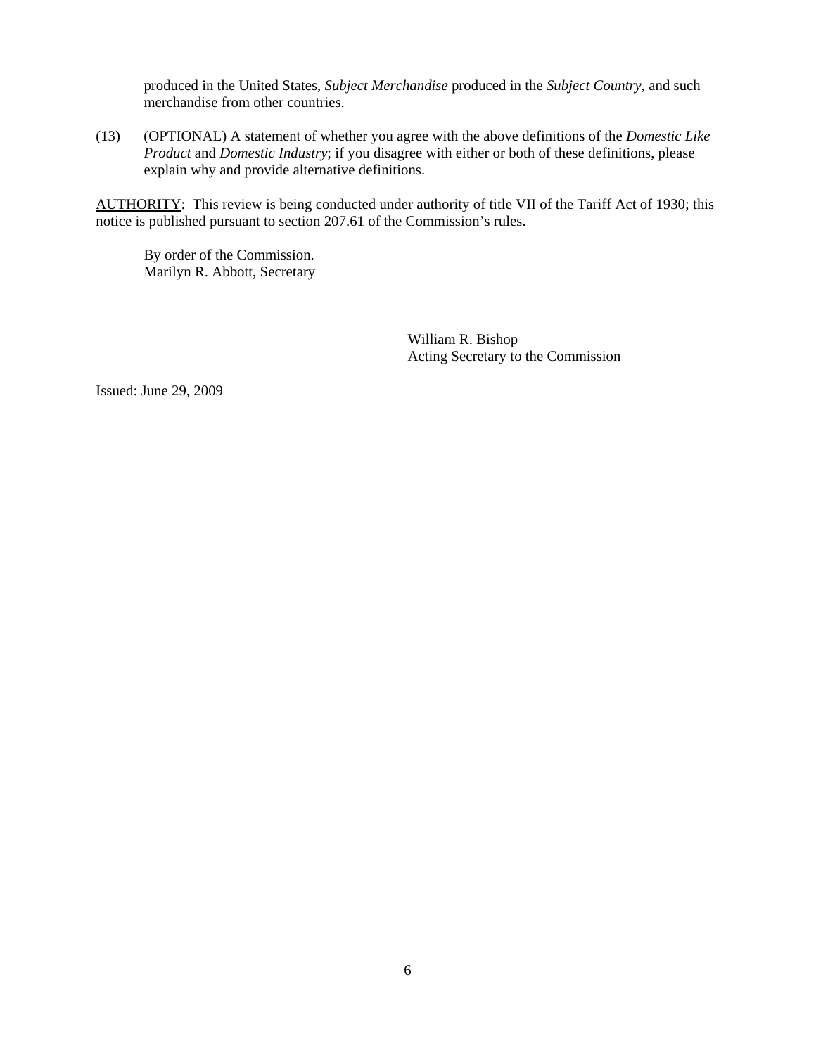produced in the United States, *Subject Merchandise* produced in the *Subject Country*, and such merchandise from other countries.

(13) (OPTIONAL) A statement of whether you agree with the above definitions of the *Domestic Like Product* and *Domestic Industry*; if you disagree with either or both of these definitions, please explain why and provide alternative definitions.

<u>AUTHORITY</u>: This review is being conducted under authority of title VII of the Tariff Act of 1930; this notice is published pursuant to section 207.61 of the Commission's rules.

By order of the Commission.
Marilyn R. Abbott, Secretary

William R. Bishop
Acting Secretary to the Commission

Issued: June 29, 2009